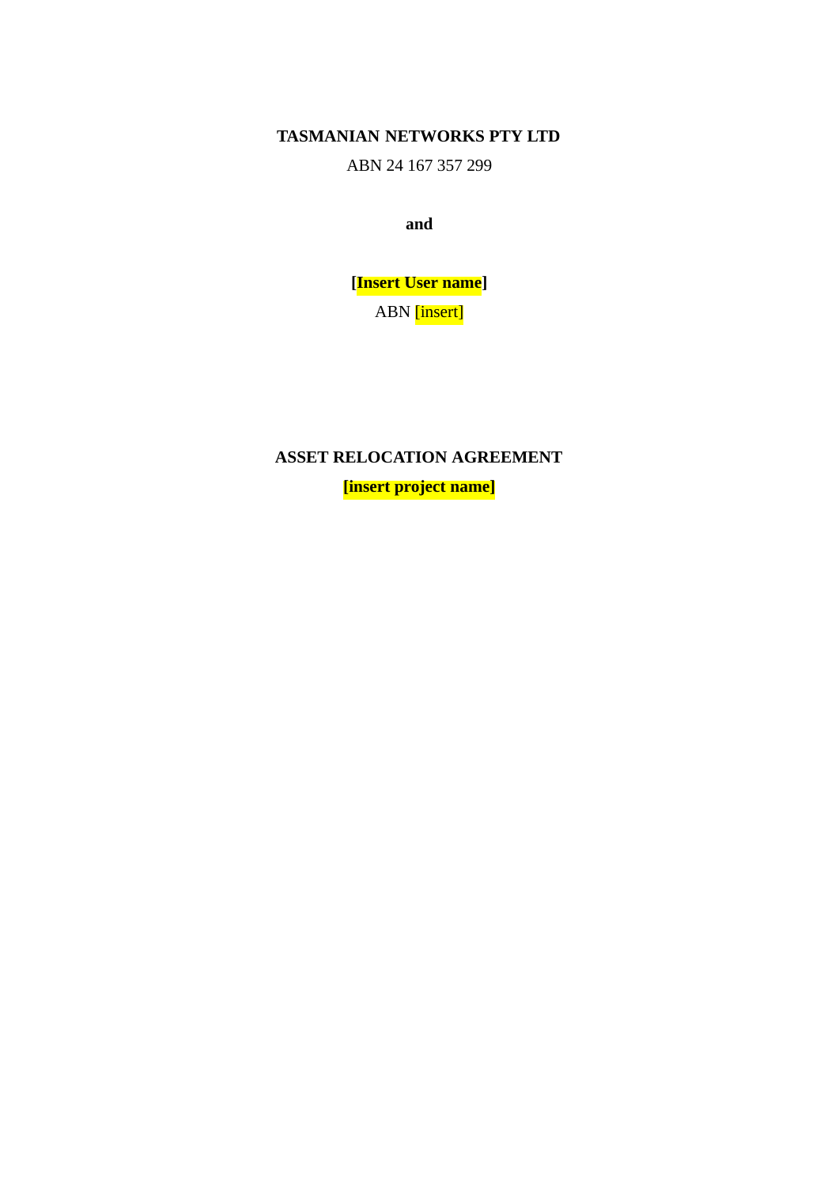**TASMANIAN NETWORKS PTY LTD**

ABN 24 167 357 299

**and**

**[Insert User name]**

ABN [insert]

**ASSET RELOCATION AGREEMENT**

**[insert project name]**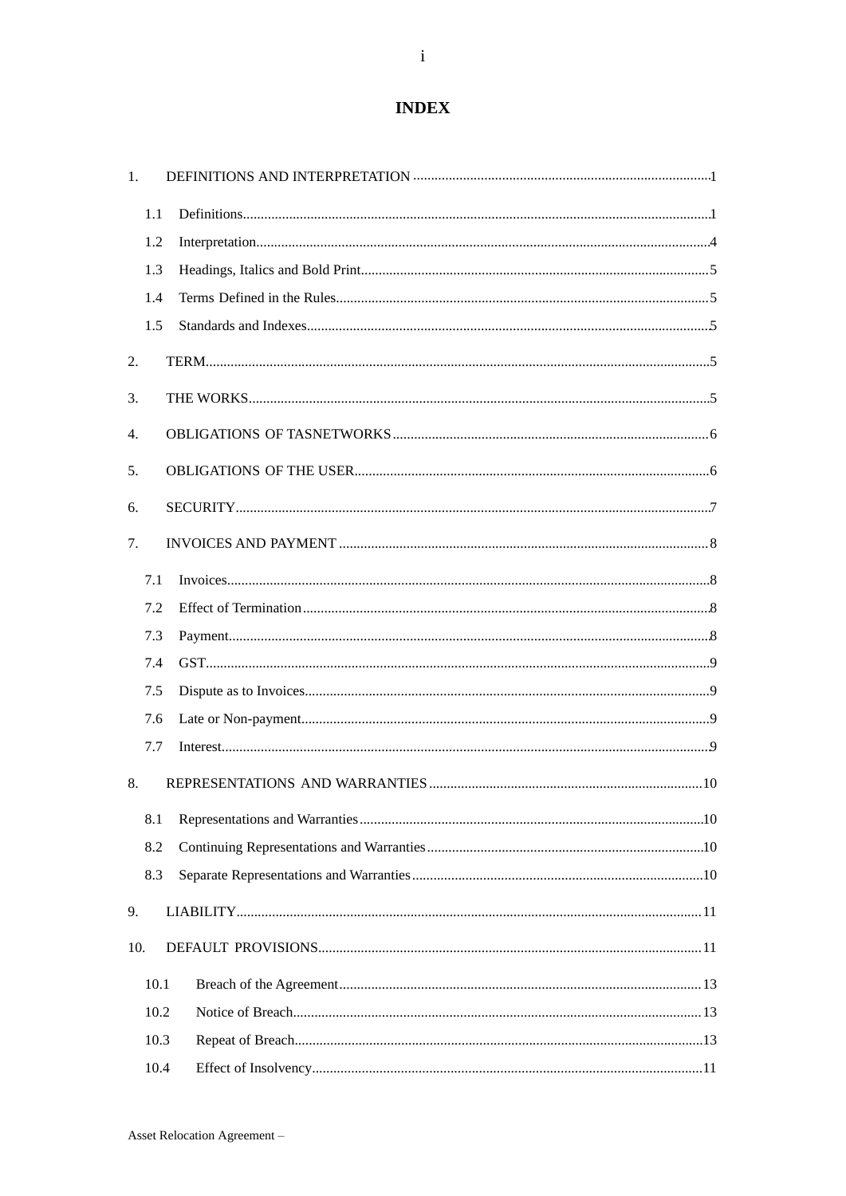# INDEX

1. DEFINITIONS AND INTERPRETATION ..................................................................................1
   - 1.1 Definitions..................................................................................................................1
   - 1.2 Interpretation..............................................................................................................4
   - 1.3 Headings, Italics and Bold Print.................................................................................5
   - 1.4 Terms Defined in the Rules........................................................................................5
   - 1.5 Standards and Indexes................................................................................................5
2. TERM.............................................................................................................................5
3. THE WORKS.................................................................................................................5
4. OBLIGATIONS OF TASNETWORKS........................................................................6
5. OBLIGATIONS OF THE USER...................................................................................6
6. SECURITY.....................................................................................................................7
7. INVOICES AND PAYMENT .......................................................................................8
   - 7.1 Invoices.......................................................................................................................8
   - 7.2 Effect of Termination..................................................................................................8
   - 7.3 Payment......................................................................................................................8
   - 7.4 GST.............................................................................................................................9
   - 7.5 Dispute as to Invoices.................................................................................................9
   - 7.6 Late or Non-payment..................................................................................................9
   - 7.7 Interest........................................................................................................................9
8. REPRESENTATIONS AND WARRANTIES............................................................10
   - 8.1 Representations and Warranties................................................................................10
   - 8.2 Continuing Representations and Warranties.............................................................10
   - 8.3 Separate Representations and Warranties..................................................................10
9. LIABILITY..................................................................................................................11
10. DEFAULT PROVISIONS..........................................................................................11
    - 10.1 Breach of the Agreement.........................................................................................13
    - 10.2 Notice of Breach.....................................................................................................13
    - 10.3 Repeat of Breach.....................................................................................................13
    - 10.4 Effect of Insolvency.................................................................................................11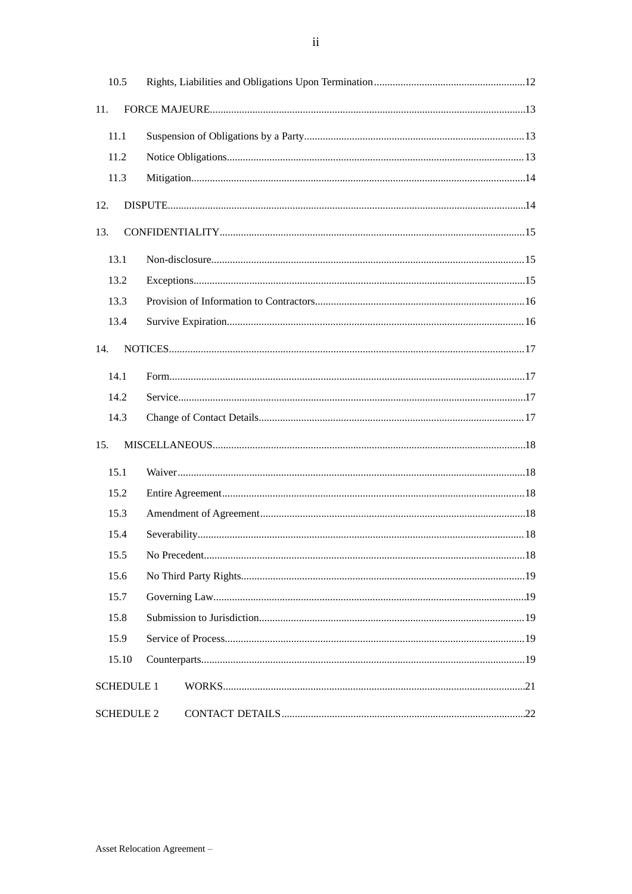10.5 Rights, Liabilities and Obligations Upon Termination ......................................................... 12

11. FORCE MAJEURE ...................................................................................................................... 13

11.1 Suspension of Obligations by a Party .................................................................................. 13

11.2 Notice Obligations ............................................................................................................... 13

11.3 Mitigation ............................................................................................................................. 14

12. DISPUTE ...................................................................................................................................... 14

13. CONFIDENTIALITY .................................................................................................................. 15

13.1 Non-disclosure ..................................................................................................................... 15

13.2 Exceptions ............................................................................................................................ 15

13.3 Provision of Information to Contractors .............................................................................. 16

13.4 Survive Expiration ............................................................................................................... 16

14. NOTICES ..................................................................................................................................... 17

14.1 Form ..................................................................................................................................... 17

14.2 Service .................................................................................................................................. 17

14.3 Change of Contact Details ................................................................................................... 17

15. MISCELLANEOUS ..................................................................................................................... 18

15.1 Waiver .................................................................................................................................. 18

15.2 Entire Agreement ................................................................................................................. 18

15.3 Amendment of Agreement ................................................................................................... 18

15.4 Severability .......................................................................................................................... 18

15.5 No Precedent ........................................................................................................................ 18

15.6 No Third Party Rights .......................................................................................................... 19

15.7 Governing Law ..................................................................................................................... 19

15.8 Submission to Jurisdiction ................................................................................................... 19

15.9 Service of Process ................................................................................................................ 19

15.10 Counterparts ......................................................................................................................... 19

SCHEDULE 1 WORKS ................................................................................................................. 21

SCHEDULE 2 CONTACT DETAILS ........................................................................................... 22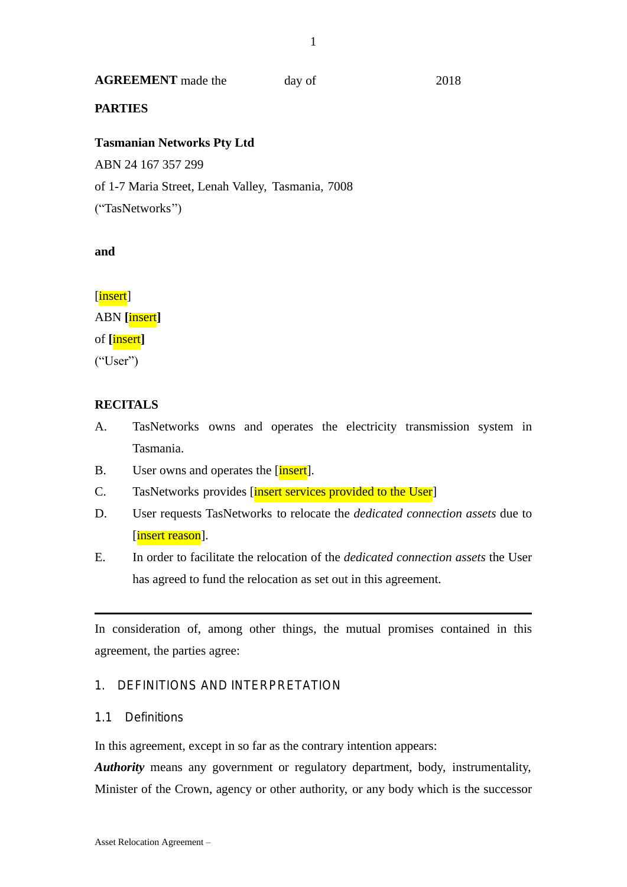**AGREEMENT** made the day of 2018

**PARTIES**

**Tasmanian Networks Pty Ltd**
ABN 24 167 357 299
of 1-7 Maria Street, Lenah Valley, Tasmania, 7008
("TasNetworks")

**and**

[insert]
ABN **[**insert**]**
of **[**insert**]**
("User")

**RECITALS**

A. TasNetworks owns and operates the electricity transmission system in Tasmania.

B. User owns and operates the [insert].

C. TasNetworks provides [insert services provided to the User]

D. User requests TasNetworks to relocate the *dedicated connection assets* due to [insert reason].

E. In order to facilitate the relocation of the *dedicated connection assets* the User has agreed to fund the relocation as set out in this agreement.

---

In consideration of, among other things, the mutual promises contained in this agreement, the parties agree:

## 1. DEFINITIONS AND INTERPRETATION

### 1.1 Definitions

In this agreement, except in so far as the contrary intention appears:

***Authority*** means any government or regulatory department, body, instrumentality, Minister of the Crown, agency or other authority, or any body which is the successor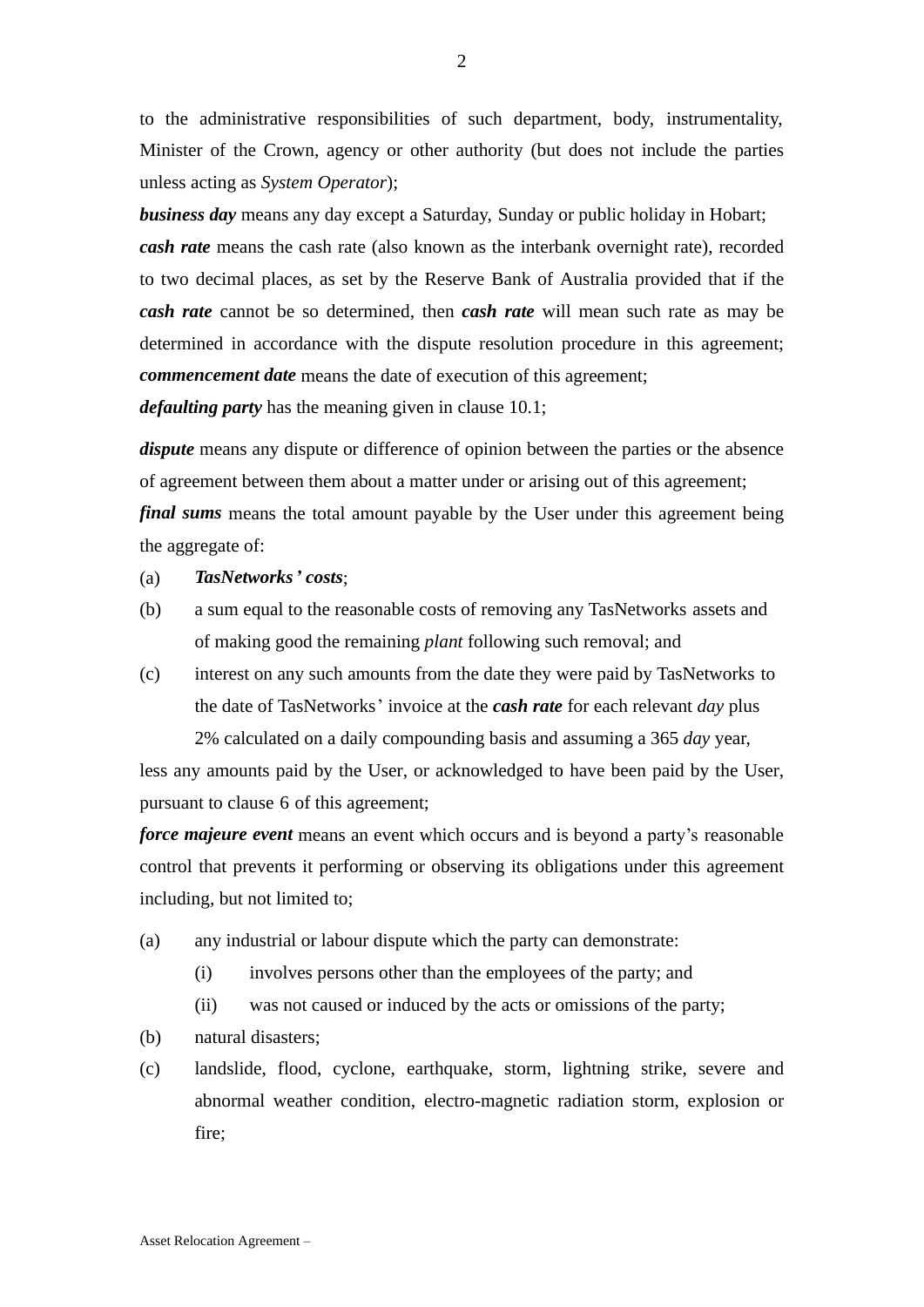to the administrative responsibilities of such department, body, instrumentality, Minister of the Crown, agency or other authority (but does not include the parties unless acting as *System Operator*);

***business day*** means any day except a Saturday, Sunday or public holiday in Hobart;

***cash rate*** means the cash rate (also known as the interbank overnight rate), recorded to two decimal places, as set by the Reserve Bank of Australia provided that if the ***cash rate*** cannot be so determined, then ***cash rate*** will mean such rate as may be determined in accordance with the dispute resolution procedure in this agreement;

***commencement date*** means the date of execution of this agreement;

***defaulting party*** has the meaning given in clause 10.1;

***dispute*** means any dispute or difference of opinion between the parties or the absence of agreement between them about a matter under or arising out of this agreement;

***final sums*** means the total amount payable by the User under this agreement being the aggregate of:

(a) ***TasNetworks' costs***;

(b) a sum equal to the reasonable costs of removing any TasNetworks assets and of making good the remaining *plant* following such removal; and

(c) interest on any such amounts from the date they were paid by TasNetworks to the date of TasNetworks' invoice at the ***cash rate*** for each relevant *day* plus 2% calculated on a daily compounding basis and assuming a 365 *day* year,

less any amounts paid by the User, or acknowledged to have been paid by the User, pursuant to clause 6 of this agreement;

***force majeure event*** means an event which occurs and is beyond a party's reasonable control that prevents it performing or observing its obligations under this agreement including, but not limited to;

(a) any industrial or labour dispute which the party can demonstrate:
   (i) involves persons other than the employees of the party; and
   (ii) was not caused or induced by the acts or omissions of the party;

(b) natural disasters;

(c) landslide, flood, cyclone, earthquake, storm, lightning strike, severe and abnormal weather condition, electro-magnetic radiation storm, explosion or fire;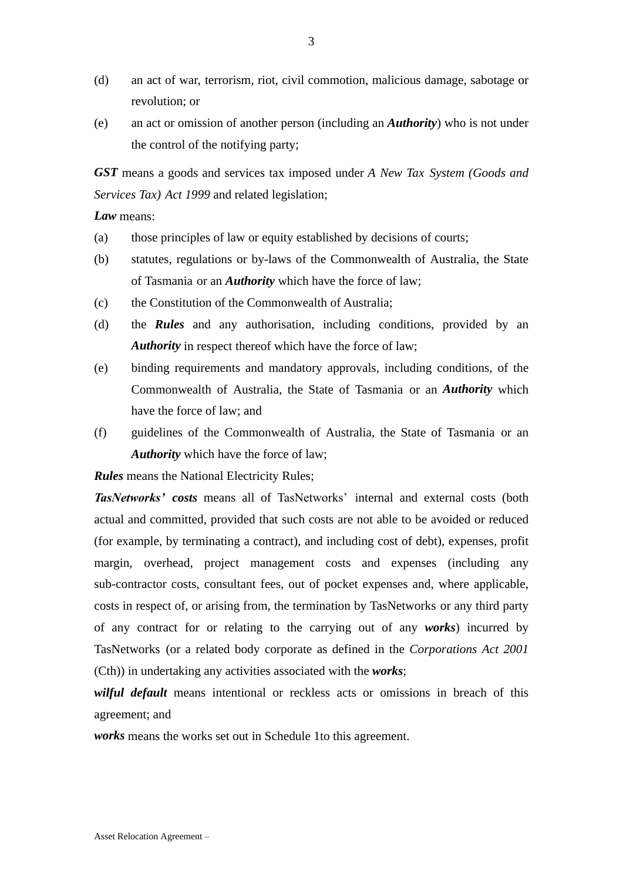(d) an act of war, terrorism, riot, civil commotion, malicious damage, sabotage or revolution; or

(e) an act or omission of another person (including an ***Authority***) who is not under the control of the notifying party;

***GST*** means a goods and services tax imposed under *A New Tax System (Goods and Services Tax) Act 1999* and related legislation;

***Law*** means:

(a) those principles of law or equity established by decisions of courts;

(b) statutes, regulations or by-laws of the Commonwealth of Australia, the State of Tasmania or an ***Authority*** which have the force of law;

(c) the Constitution of the Commonwealth of Australia;

(d) the ***Rules*** and any authorisation, including conditions, provided by an ***Authority*** in respect thereof which have the force of law;

(e) binding requirements and mandatory approvals, including conditions, of the Commonwealth of Australia, the State of Tasmania or an ***Authority*** which have the force of law; and

(f) guidelines of the Commonwealth of Australia, the State of Tasmania or an ***Authority*** which have the force of law;

***Rules*** means the National Electricity Rules;

***TasNetworks' costs*** means all of TasNetworks' internal and external costs (both actual and committed, provided that such costs are not able to be avoided or reduced (for example, by terminating a contract), and including cost of debt), expenses, profit margin, overhead, project management costs and expenses (including any sub-contractor costs, consultant fees, out of pocket expenses and, where applicable, costs in respect of, or arising from, the termination by TasNetworks or any third party of any contract for or relating to the carrying out of any ***works***) incurred by TasNetworks (or a related body corporate as defined in the *Corporations Act 2001* (Cth)) in undertaking any activities associated with the ***works***;

***wilful default*** means intentional or reckless acts or omissions in breach of this agreement; and

***works*** means the works set out in Schedule 1to this agreement.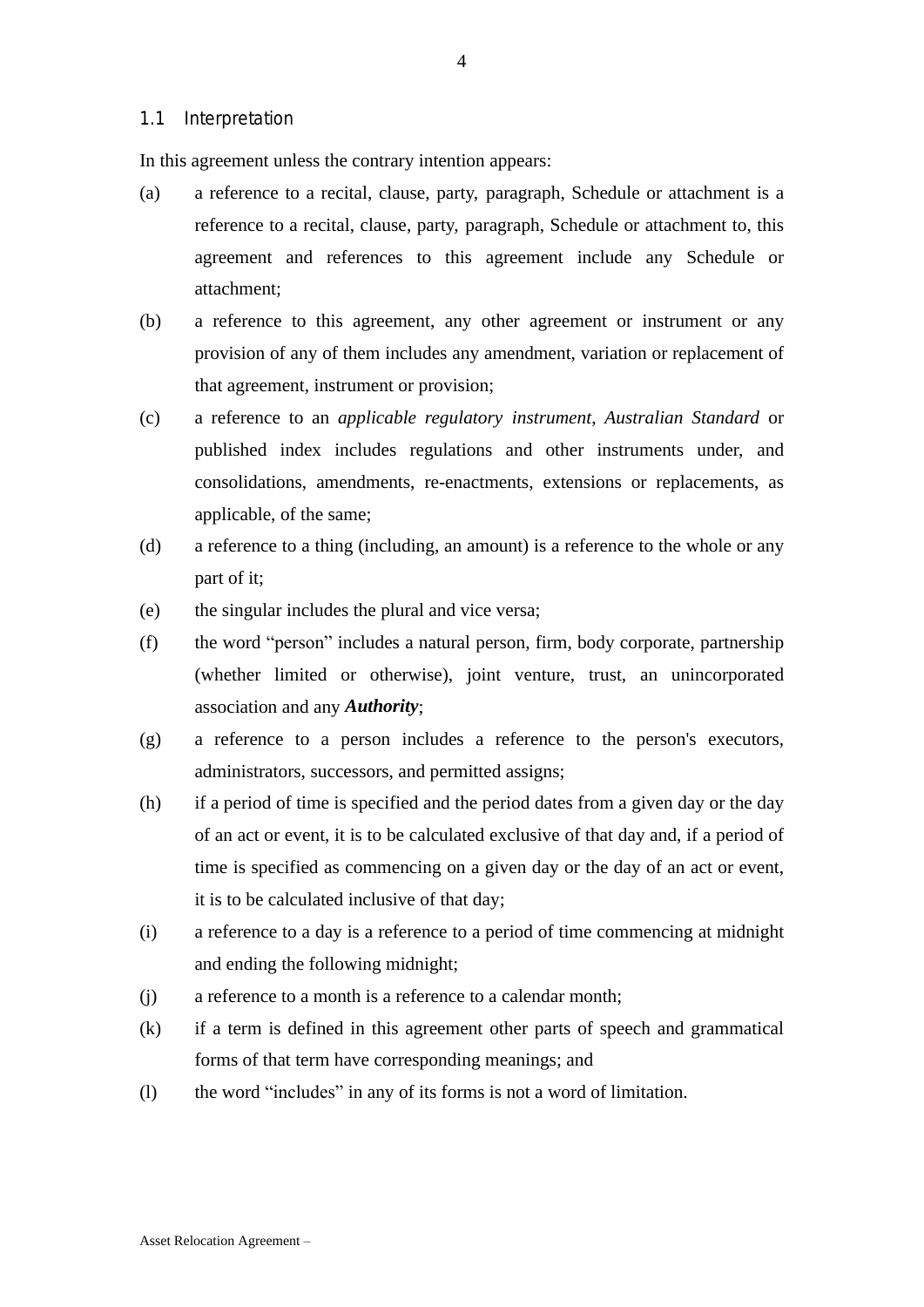### 1.1 Interpretation

In this agreement unless the contrary intention appears:

(a) a reference to a recital, clause, party, paragraph, Schedule or attachment is a reference to a recital, clause, party, paragraph, Schedule or attachment to, this agreement and references to this agreement include any Schedule or attachment;

(b) a reference to this agreement, any other agreement or instrument or any provision of any of them includes any amendment, variation or replacement of that agreement, instrument or provision;

(c) a reference to an *applicable regulatory instrument*, *Australian Standard* or published index includes regulations and other instruments under, and consolidations, amendments, re-enactments, extensions or replacements, as applicable, of the same;

(d) a reference to a thing (including, an amount) is a reference to the whole or any part of it;

(e) the singular includes the plural and vice versa;

(f) the word "person" includes a natural person, firm, body corporate, partnership (whether limited or otherwise), joint venture, trust, an unincorporated association and any ***Authority***;

(g) a reference to a person includes a reference to the person's executors, administrators, successors, and permitted assigns;

(h) if a period of time is specified and the period dates from a given day or the day of an act or event, it is to be calculated exclusive of that day and, if a period of time is specified as commencing on a given day or the day of an act or event, it is to be calculated inclusive of that day;

(i) a reference to a day is a reference to a period of time commencing at midnight and ending the following midnight;

(j) a reference to a month is a reference to a calendar month;

(k) if a term is defined in this agreement other parts of speech and grammatical forms of that term have corresponding meanings; and

(l) the word "includes" in any of its forms is not a word of limitation.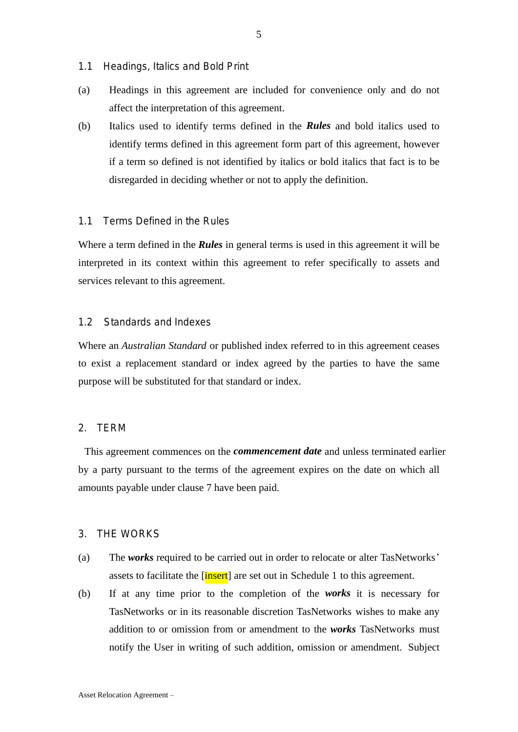### 1.1 Headings, Italics and Bold Print

(a) Headings in this agreement are included for convenience only and do not affect the interpretation of this agreement.

(b) Italics used to identify terms defined in the ***Rules*** and bold italics used to identify terms defined in this agreement form part of this agreement, however if a term so defined is not identified by italics or bold italics that fact is to be disregarded in deciding whether or not to apply the definition.

### 1.1 Terms Defined in the Rules

Where a term defined in the ***Rules*** in general terms is used in this agreement it will be interpreted in its context within this agreement to refer specifically to assets and services relevant to this agreement.

### 1.2 Standards and Indexes

Where an *Australian Standard* or published index referred to in this agreement ceases to exist a replacement standard or index agreed by the parties to have the same purpose will be substituted for that standard or index.

## 2. TERM

This agreement commences on the ***commencement date*** and unless terminated earlier by a party pursuant to the terms of the agreement expires on the date on which all amounts payable under clause 7 have been paid.

## 3. THE WORKS

(a) The ***works*** required to be carried out in order to relocate or alter TasNetworks' assets to facilitate the [insert] are set out in Schedule 1 to this agreement.

(b) If at any time prior to the completion of the ***works*** it is necessary for TasNetworks or in its reasonable discretion TasNetworks wishes to make any addition to or omission from or amendment to the ***works*** TasNetworks must notify the User in writing of such addition, omission or amendment. Subject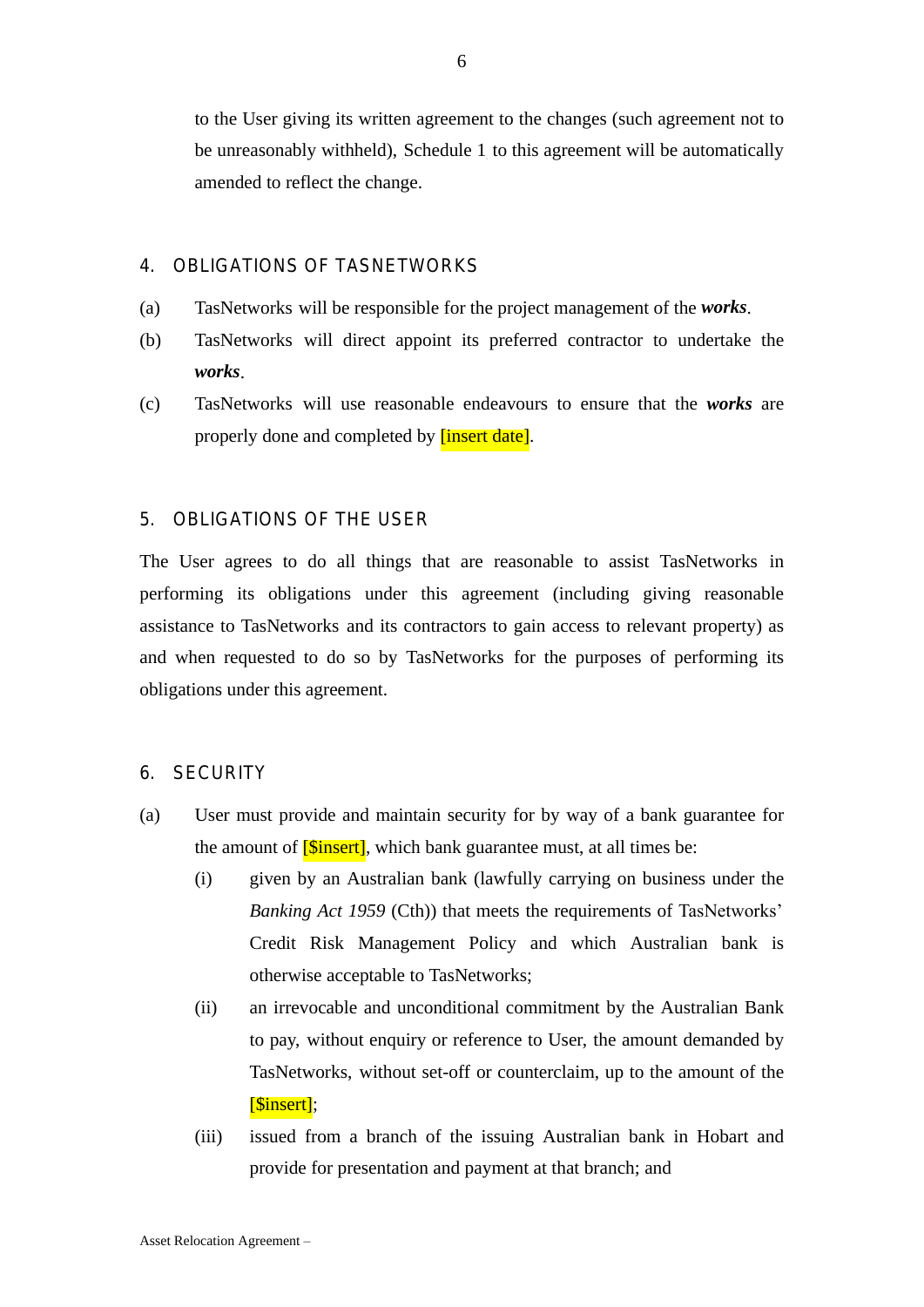to the User giving its written agreement to the changes (such agreement not to be unreasonably withheld), Schedule 1 to this agreement will be automatically amended to reflect the change.

## 4. OBLIGATIONS OF TASNETWORKS

(a) TasNetworks will be responsible for the project management of the ***works***.

(b) TasNetworks will direct appoint its preferred contractor to undertake the ***works***.

(c) TasNetworks will use reasonable endeavours to ensure that the ***works*** are properly done and completed by [insert date].

## 5. OBLIGATIONS OF THE USER

The User agrees to do all things that are reasonable to assist TasNetworks in performing its obligations under this agreement (including giving reasonable assistance to TasNetworks and its contractors to gain access to relevant property) as and when requested to do so by TasNetworks for the purposes of performing its obligations under this agreement.

## 6. SECURITY

(a) User must provide and maintain security for by way of a bank guarantee for the amount of [$insert], which bank guarantee must, at all times be:

 (i) given by an Australian bank (lawfully carrying on business under the *Banking Act 1959* (Cth)) that meets the requirements of TasNetworks' Credit Risk Management Policy and which Australian bank is otherwise acceptable to TasNetworks;

 (ii) an irrevocable and unconditional commitment by the Australian Bank to pay, without enquiry or reference to User, the amount demanded by TasNetworks, without set-off or counterclaim, up to the amount of the [$insert];

 (iii) issued from a branch of the issuing Australian bank in Hobart and provide for presentation and payment at that branch; and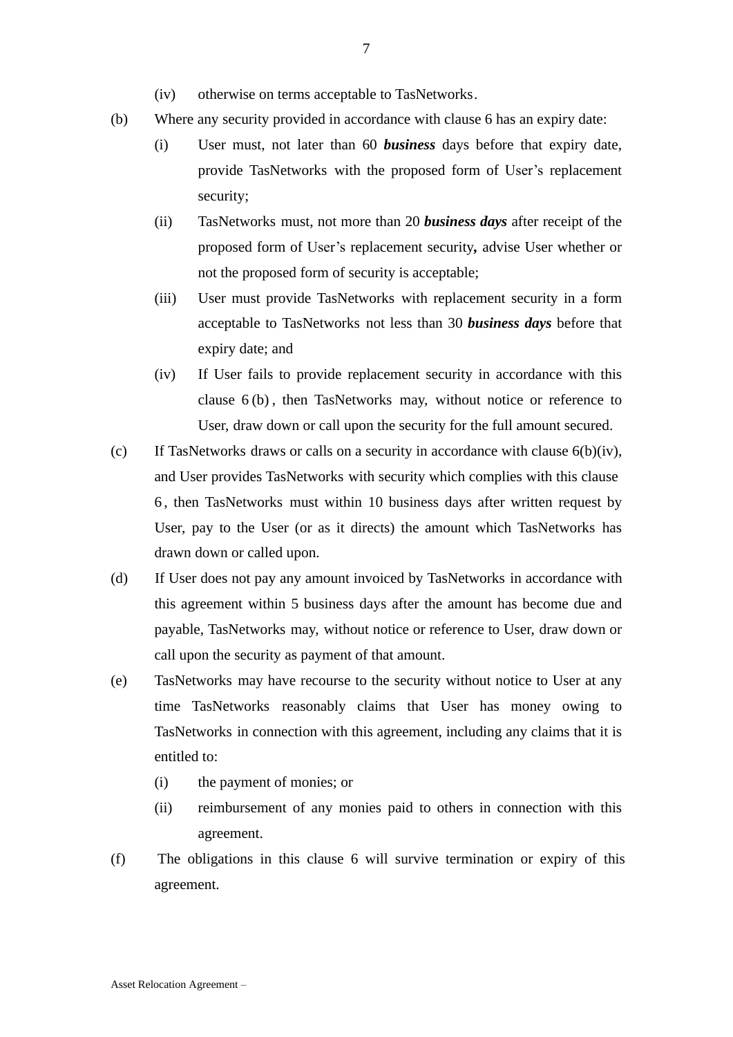(iv) otherwise on terms acceptable to TasNetworks.

(b) Where any security provided in accordance with clause 6 has an expiry date:

(i) User must, not later than 60 ***business*** days before that expiry date, provide TasNetworks with the proposed form of User's replacement security;

(ii) TasNetworks must, not more than 20 ***business days*** after receipt of the proposed form of User's replacement security**,** advise User whether or not the proposed form of security is acceptable;

(iii) User must provide TasNetworks with replacement security in a form acceptable to TasNetworks not less than 30 ***business days*** before that expiry date; and

(iv) If User fails to provide replacement security in accordance with this clause 6(b), then TasNetworks may, without notice or reference to User, draw down or call upon the security for the full amount secured.

(c) If TasNetworks draws or calls on a security in accordance with clause 6(b)(iv), and User provides TasNetworks with security which complies with this clause 6, then TasNetworks must within 10 business days after written request by User, pay to the User (or as it directs) the amount which TasNetworks has drawn down or called upon.

(d) If User does not pay any amount invoiced by TasNetworks in accordance with this agreement within 5 business days after the amount has become due and payable, TasNetworks may, without notice or reference to User, draw down or call upon the security as payment of that amount.

(e) TasNetworks may have recourse to the security without notice to User at any time TasNetworks reasonably claims that User has money owing to TasNetworks in connection with this agreement, including any claims that it is entitled to:

(i) the payment of monies; or

(ii) reimbursement of any monies paid to others in connection with this agreement.

(f) The obligations in this clause 6 will survive termination or expiry of this agreement.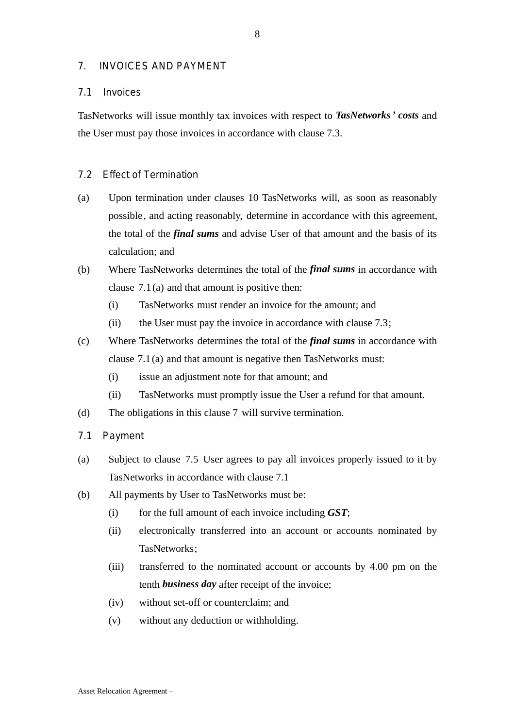## 7. INVOICES AND PAYMENT

### 7.1 Invoices

TasNetworks will issue monthly tax invoices with respect to ***TasNetworks' costs*** and the User must pay those invoices in accordance with clause 7.3.

### 7.2 Effect of Termination

(a) Upon termination under clauses 10 TasNetworks will, as soon as reasonably possible, and acting reasonably, determine in accordance with this agreement, the total of the ***final sums*** and advise User of that amount and the basis of its calculation; and

(b) Where TasNetworks determines the total of the ***final sums*** in accordance with clause 7.1(a) and that amount is positive then:

   (i) TasNetworks must render an invoice for the amount; and

   (ii) the User must pay the invoice in accordance with clause 7.3;

(c) Where TasNetworks determines the total of the ***final sums*** in accordance with clause 7.1(a) and that amount is negative then TasNetworks must:

   (i) issue an adjustment note for that amount; and

   (ii) TasNetworks must promptly issue the User a refund for that amount.

(d) The obligations in this clause 7 will survive termination.

### 7.1 Payment

(a) Subject to clause 7.5 User agrees to pay all invoices properly issued to it by TasNetworks in accordance with clause 7.1

(b) All payments by User to TasNetworks must be:

   (i) for the full amount of each invoice including ***GST***;

   (ii) electronically transferred into an account or accounts nominated by TasNetworks;

   (iii) transferred to the nominated account or accounts by 4.00 pm on the tenth ***business day*** after receipt of the invoice;

   (iv) without set-off or counterclaim; and

   (v) without any deduction or withholding.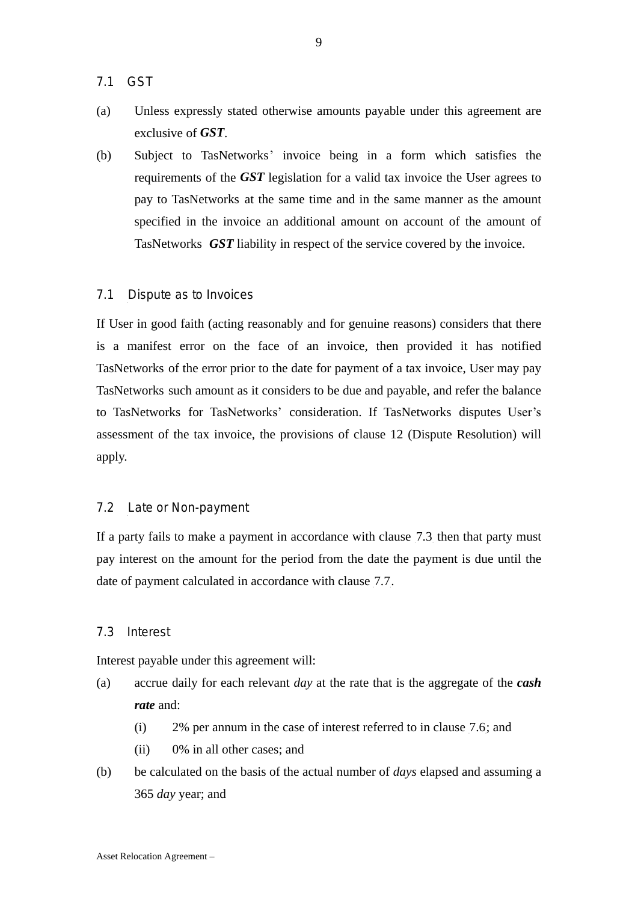### 7.1 GST

(a) Unless expressly stated otherwise amounts payable under this agreement are exclusive of ***GST***.

(b) Subject to TasNetworks' invoice being in a form which satisfies the requirements of the ***GST*** legislation for a valid tax invoice the User agrees to pay to TasNetworks at the same time and in the same manner as the amount specified in the invoice an additional amount on account of the amount of TasNetworks ***GST*** liability in respect of the service covered by the invoice.

### 7.1 Dispute as to Invoices

If User in good faith (acting reasonably and for genuine reasons) considers that there is a manifest error on the face of an invoice, then provided it has notified TasNetworks of the error prior to the date for payment of a tax invoice, User may pay TasNetworks such amount as it considers to be due and payable, and refer the balance to TasNetworks for TasNetworks' consideration. If TasNetworks disputes User's assessment of the tax invoice, the provisions of clause 12 (Dispute Resolution) will apply.

### 7.2 Late or Non-payment

If a party fails to make a payment in accordance with clause 7.3 then that party must pay interest on the amount for the period from the date the payment is due until the date of payment calculated in accordance with clause 7.7.

### 7.3 Interest

Interest payable under this agreement will:

(a) accrue daily for each relevant *day* at the rate that is the aggregate of the ***cash rate*** and:

   (i) 2% per annum in the case of interest referred to in clause 7.6; and

   (ii) 0% in all other cases; and

(b) be calculated on the basis of the actual number of *days* elapsed and assuming a 365 *day* year; and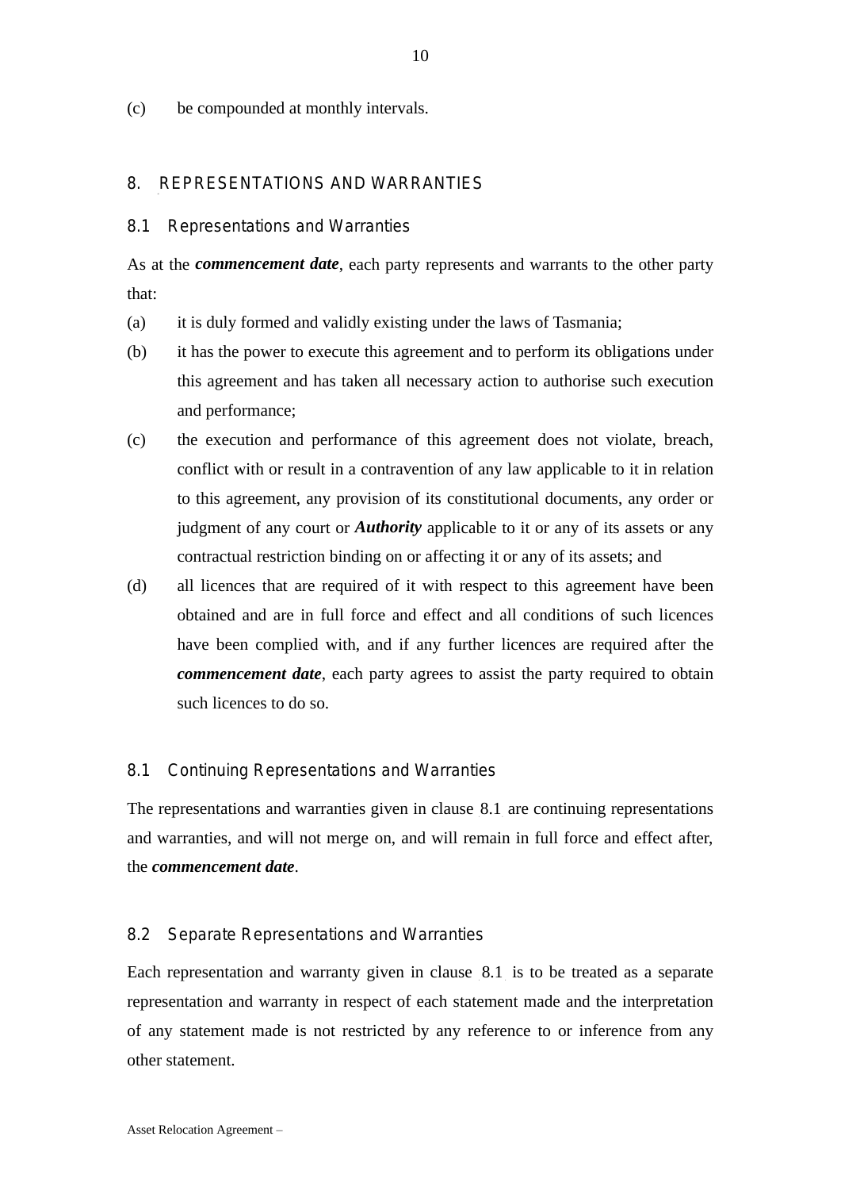(c) be compounded at monthly intervals.

## 8. REPRESENTATIONS AND WARRANTIES

### 8.1 Representations and Warranties

As at the ***commencement date***, each party represents and warrants to the other party that:

(a) it is duly formed and validly existing under the laws of Tasmania;

(b) it has the power to execute this agreement and to perform its obligations under this agreement and has taken all necessary action to authorise such execution and performance;

(c) the execution and performance of this agreement does not violate, breach, conflict with or result in a contravention of any law applicable to it in relation to this agreement, any provision of its constitutional documents, any order or judgment of any court or ***Authority*** applicable to it or any of its assets or any contractual restriction binding on or affecting it or any of its assets; and

(d) all licences that are required of it with respect to this agreement have been obtained and are in full force and effect and all conditions of such licences have been complied with, and if any further licences are required after the ***commencement date***, each party agrees to assist the party required to obtain such licences to do so.

### 8.1 Continuing Representations and Warranties

The representations and warranties given in clause 8.1 are continuing representations and warranties, and will not merge on, and will remain in full force and effect after, the ***commencement date***.

### 8.2 Separate Representations and Warranties

Each representation and warranty given in clause 8.1 is to be treated as a separate representation and warranty in respect of each statement made and the interpretation of any statement made is not restricted by any reference to or inference from any other statement.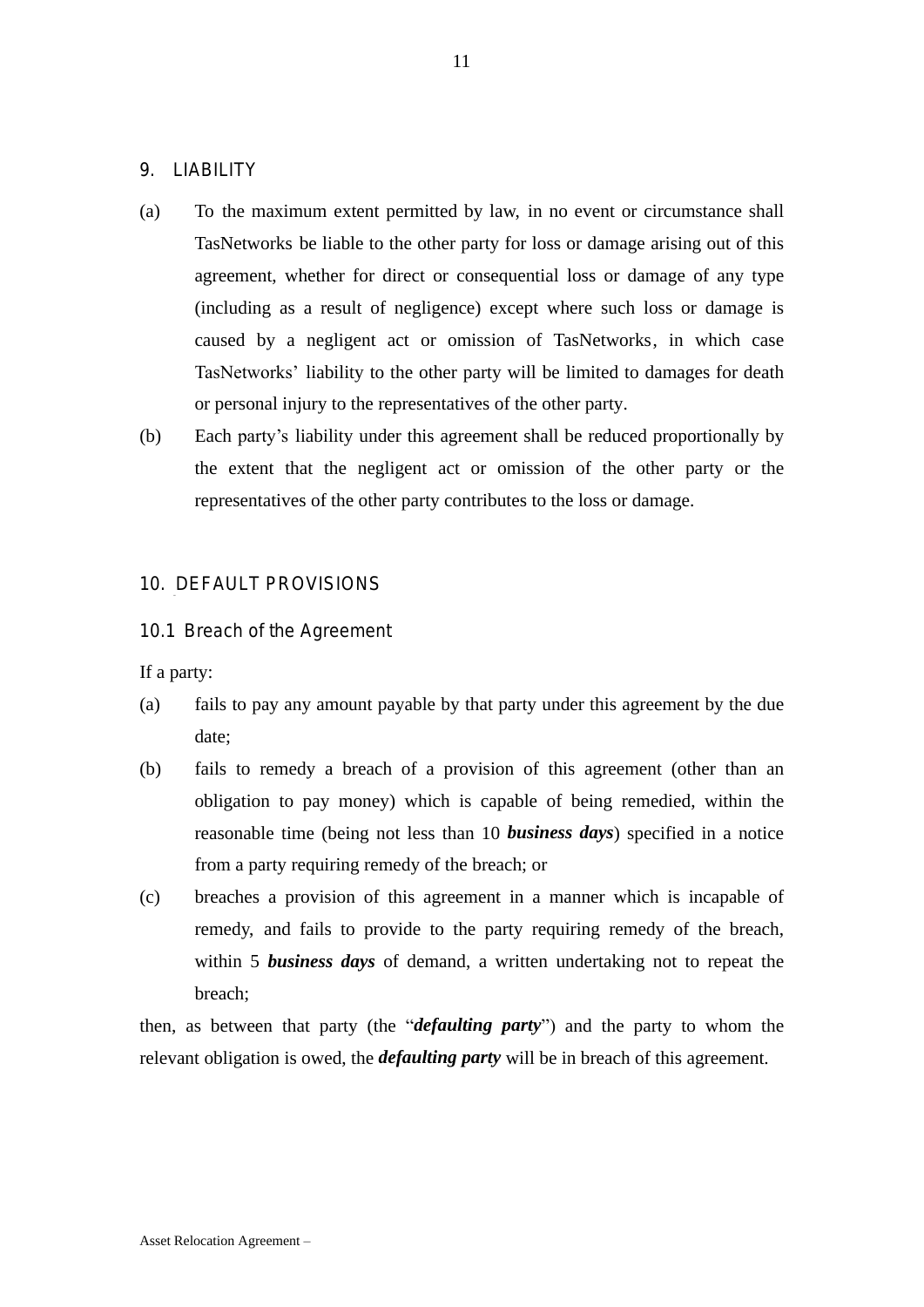## 9. LIABILITY

(a) To the maximum extent permitted by law, in no event or circumstance shall TasNetworks be liable to the other party for loss or damage arising out of this agreement, whether for direct or consequential loss or damage of any type (including as a result of negligence) except where such loss or damage is caused by a negligent act or omission of TasNetworks, in which case TasNetworks' liability to the other party will be limited to damages for death or personal injury to the representatives of the other party.

(b) Each party's liability under this agreement shall be reduced proportionally by the extent that the negligent act or omission of the other party or the representatives of the other party contributes to the loss or damage.

## 10. DEFAULT PROVISIONS

### 10.1 Breach of the Agreement

If a party:

(a) fails to pay any amount payable by that party under this agreement by the due date;

(b) fails to remedy a breach of a provision of this agreement (other than an obligation to pay money) which is capable of being remedied, within the reasonable time (being not less than 10 ***business days***) specified in a notice from a party requiring remedy of the breach; or

(c) breaches a provision of this agreement in a manner which is incapable of remedy, and fails to provide to the party requiring remedy of the breach, within 5 ***business days*** of demand, a written undertaking not to repeat the breach;

then, as between that party (the "***defaulting party***") and the party to whom the relevant obligation is owed, the ***defaulting party*** will be in breach of this agreement.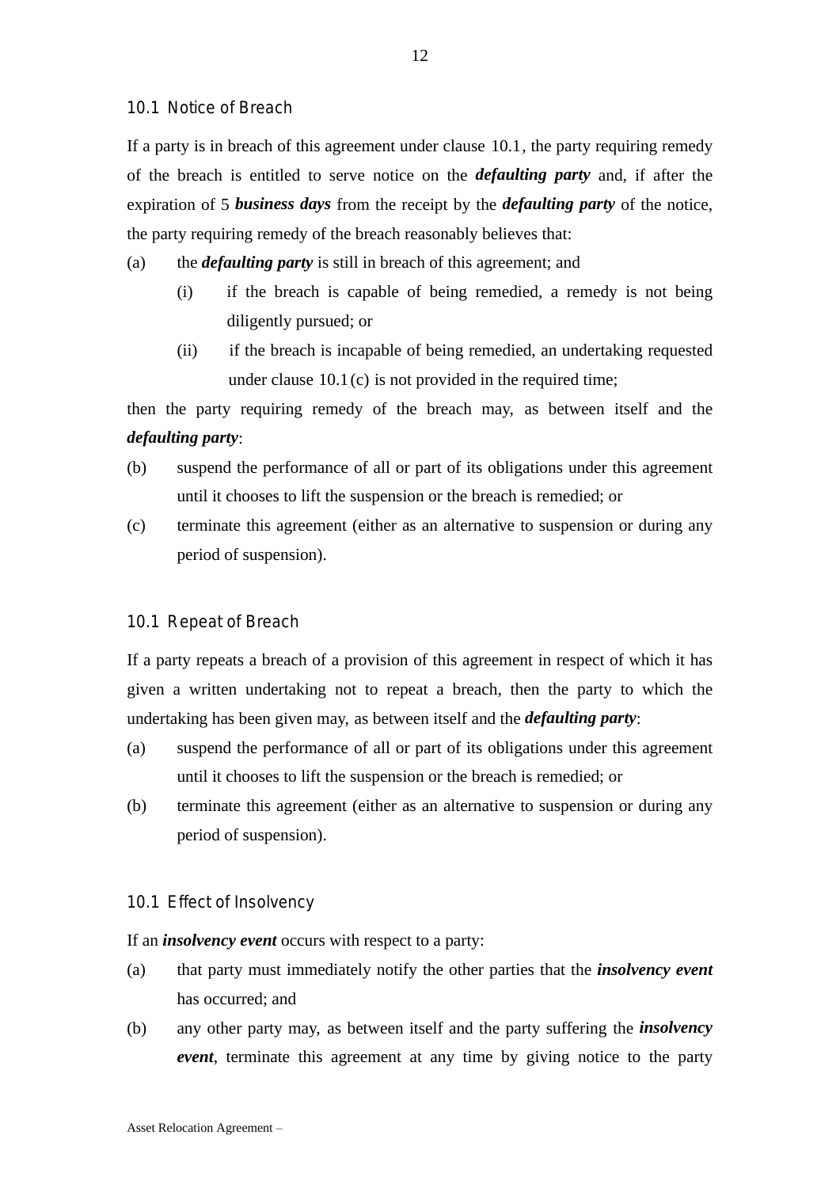## 10.1 Notice of Breach

If a party is in breach of this agreement under clause 10.1, the party requiring remedy of the breach is entitled to serve notice on the ***defaulting party*** and, if after the expiration of 5 ***business days*** from the receipt by the ***defaulting party*** of the notice, the party requiring remedy of the breach reasonably believes that:

(a) the ***defaulting party*** is still in breach of this agreement; and

  (i) if the breach is capable of being remedied, a remedy is not being diligently pursued; or

  (ii) if the breach is incapable of being remedied, an undertaking requested under clause 10.1(c) is not provided in the required time;

then the party requiring remedy of the breach may, as between itself and the ***defaulting party***:

(b) suspend the performance of all or part of its obligations under this agreement until it chooses to lift the suspension or the breach is remedied; or

(c) terminate this agreement (either as an alternative to suspension or during any period of suspension).

## 10.1 Repeat of Breach

If a party repeats a breach of a provision of this agreement in respect of which it has given a written undertaking not to repeat a breach, then the party to which the undertaking has been given may, as between itself and the ***defaulting party***:

(a) suspend the performance of all or part of its obligations under this agreement until it chooses to lift the suspension or the breach is remedied; or

(b) terminate this agreement (either as an alternative to suspension or during any period of suspension).

## 10.1 Effect of Insolvency

If an ***insolvency event*** occurs with respect to a party:

(a) that party must immediately notify the other parties that the ***insolvency event*** has occurred; and

(b) any other party may, as between itself and the party suffering the ***insolvency event***, terminate this agreement at any time by giving notice to the party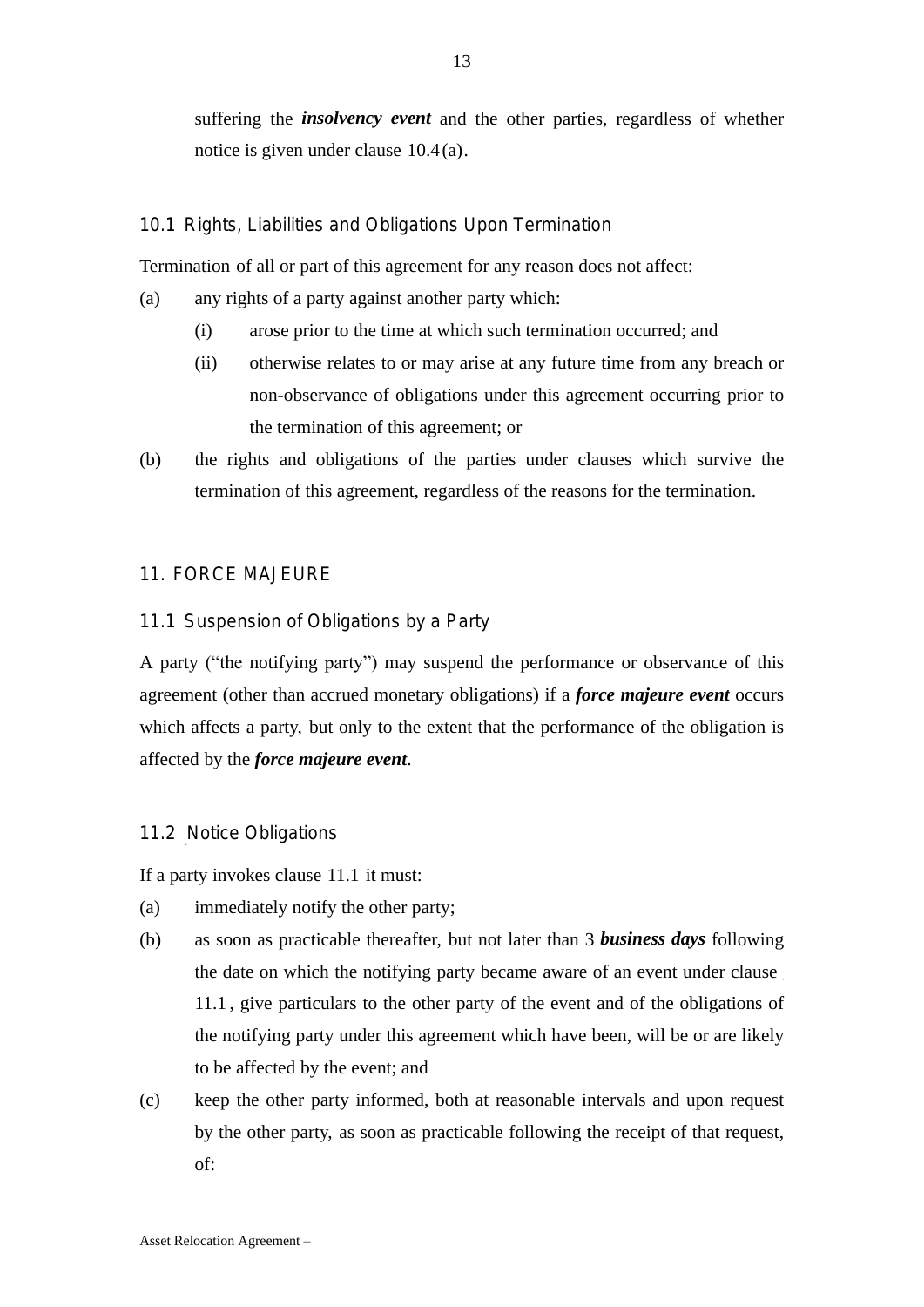suffering the ***insolvency event*** and the other parties, regardless of whether notice is given under clause 10.4(a).

### 10.1 Rights, Liabilities and Obligations Upon Termination

Termination of all or part of this agreement for any reason does not affect:

(a) any rights of a party against another party which:

 (i) arose prior to the time at which such termination occurred; and

 (ii) otherwise relates to or may arise at any future time from any breach or non-observance of obligations under this agreement occurring prior to the termination of this agreement; or

(b) the rights and obligations of the parties under clauses which survive the termination of this agreement, regardless of the reasons for the termination.

## 11. FORCE MAJEURE

### 11.1 Suspension of Obligations by a Party

A party ("the notifying party") may suspend the performance or observance of this agreement (other than accrued monetary obligations) if a ***force majeure event*** occurs which affects a party, but only to the extent that the performance of the obligation is affected by the ***force majeure event***.

### 11.2 Notice Obligations

If a party invokes clause 11.1 it must:

(a) immediately notify the other party;

(b) as soon as practicable thereafter, but not later than 3 ***business days*** following the date on which the notifying party became aware of an event under clause 11.1, give particulars to the other party of the event and of the obligations of the notifying party under this agreement which have been, will be or are likely to be affected by the event; and

(c) keep the other party informed, both at reasonable intervals and upon request by the other party, as soon as practicable following the receipt of that request, of: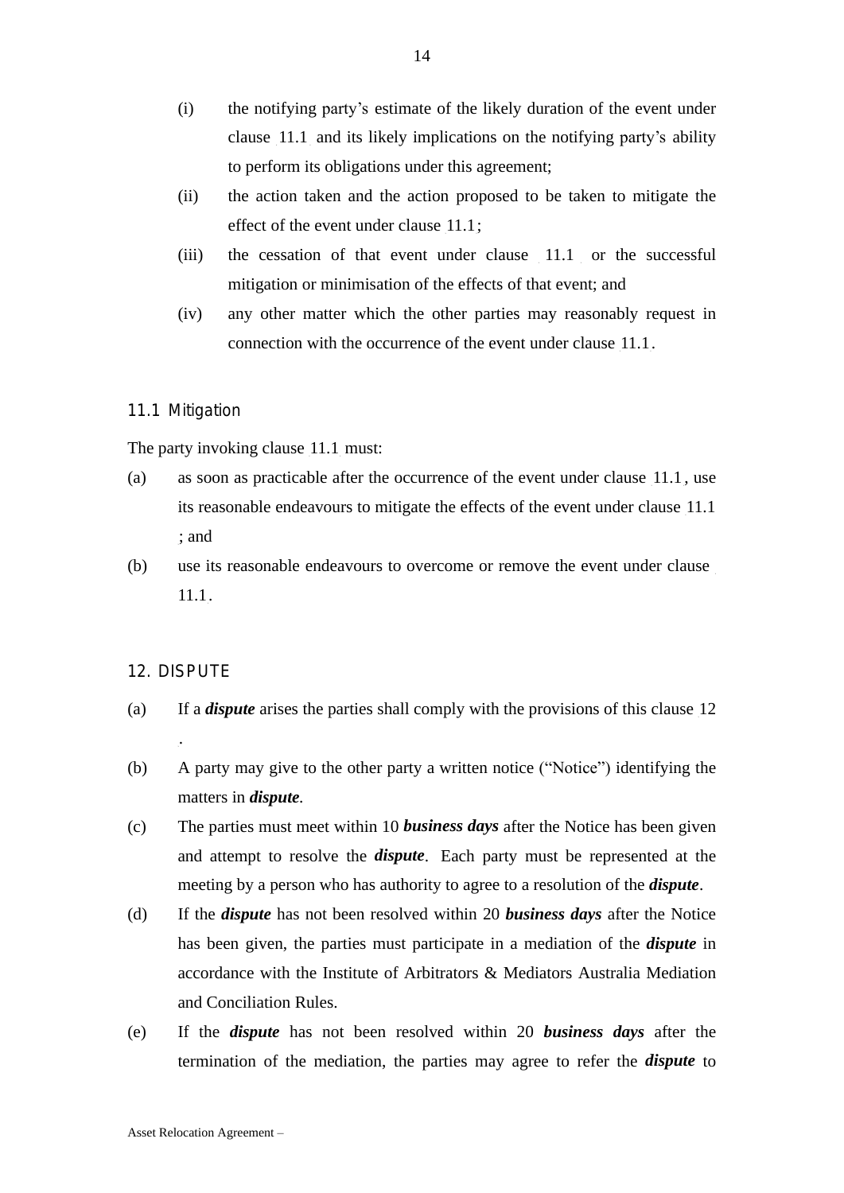(i) the notifying party's estimate of the likely duration of the event under clause 11.1 and its likely implications on the notifying party's ability to perform its obligations under this agreement;

(ii) the action taken and the action proposed to be taken to mitigate the effect of the event under clause 11.1;

(iii) the cessation of that event under clause 11.1 or the successful mitigation or minimisation of the effects of that event; and

(iv) any other matter which the other parties may reasonably request in connection with the occurrence of the event under clause 11.1.

### 11.1 Mitigation

The party invoking clause 11.1 must:

(a) as soon as practicable after the occurrence of the event under clause 11.1, use its reasonable endeavours to mitigate the effects of the event under clause 11.1 ; and

(b) use its reasonable endeavours to overcome or remove the event under clause 11.1.

## 12. DISPUTE

(a) If a ***dispute*** arises the parties shall comply with the provisions of this clause 12 .

(b) A party may give to the other party a written notice ("Notice") identifying the matters in ***dispute***.

(c) The parties must meet within 10 ***business days*** after the Notice has been given and attempt to resolve the ***dispute***. Each party must be represented at the meeting by a person who has authority to agree to a resolution of the ***dispute***.

(d) If the ***dispute*** has not been resolved within 20 ***business days*** after the Notice has been given, the parties must participate in a mediation of the ***dispute*** in accordance with the Institute of Arbitrators & Mediators Australia Mediation and Conciliation Rules.

(e) If the ***dispute*** has not been resolved within 20 ***business days*** after the termination of the mediation, the parties may agree to refer the ***dispute*** to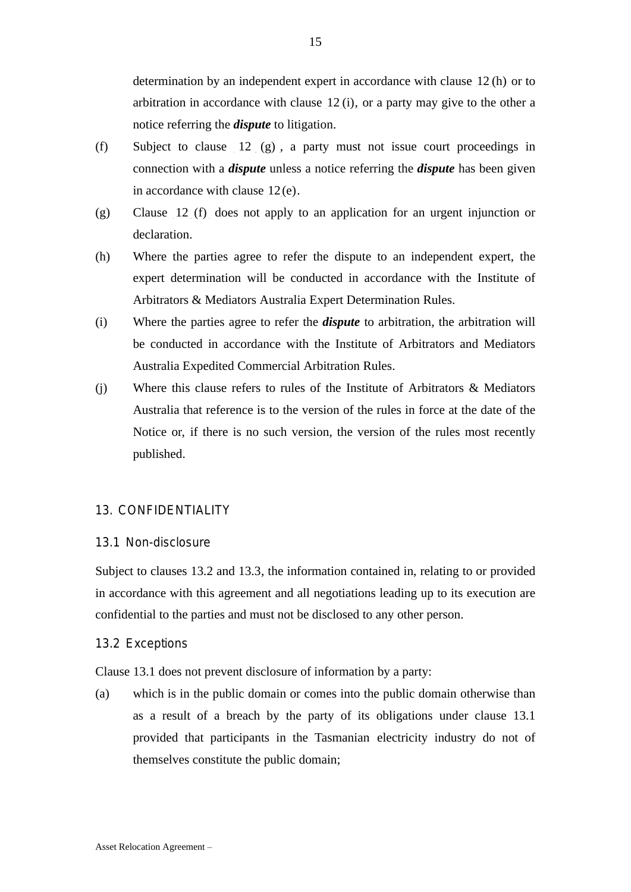determination by an independent expert in accordance with clause 12(h) or to arbitration in accordance with clause 12(i), or a party may give to the other a notice referring the ***dispute*** to litigation.

(f) Subject to clause 12(g), a party must not issue court proceedings in connection with a ***dispute*** unless a notice referring the ***dispute*** has been given in accordance with clause 12(e).

(g) Clause 12(f) does not apply to an application for an urgent injunction or declaration.

(h) Where the parties agree to refer the dispute to an independent expert, the expert determination will be conducted in accordance with the Institute of Arbitrators & Mediators Australia Expert Determination Rules.

(i) Where the parties agree to refer the ***dispute*** to arbitration, the arbitration will be conducted in accordance with the Institute of Arbitrators and Mediators Australia Expedited Commercial Arbitration Rules.

(j) Where this clause refers to rules of the Institute of Arbitrators & Mediators Australia that reference is to the version of the rules in force at the date of the Notice or, if there is no such version, the version of the rules most recently published.

## 13. CONFIDENTIALITY

### 13.1 Non-disclosure

Subject to clauses 13.2 and 13.3, the information contained in, relating to or provided in accordance with this agreement and all negotiations leading up to its execution are confidential to the parties and must not be disclosed to any other person.

### 13.2 Exceptions

Clause 13.1 does not prevent disclosure of information by a party:

(a) which is in the public domain or comes into the public domain otherwise than as a result of a breach by the party of its obligations under clause 13.1 provided that participants in the Tasmanian electricity industry do not of themselves constitute the public domain;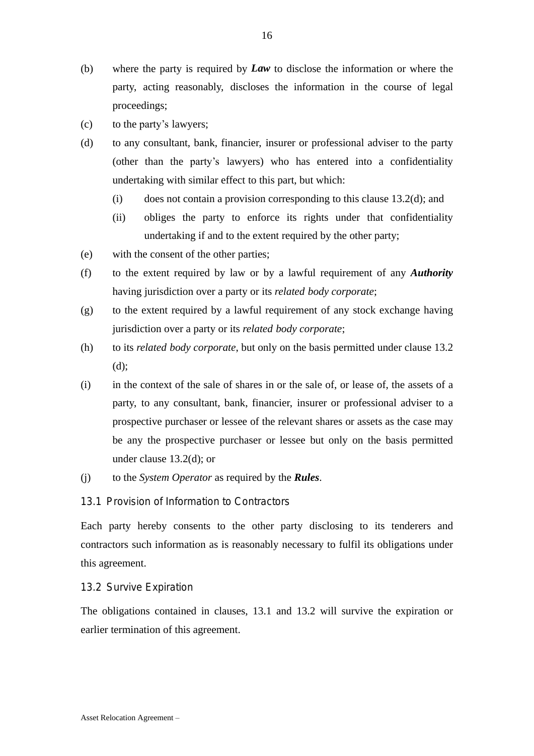(b) where the party is required by ***Law*** to disclose the information or where the party, acting reasonably, discloses the information in the course of legal proceedings;

(c) to the party's lawyers;

(d) to any consultant, bank, financier, insurer or professional adviser to the party (other than the party's lawyers) who has entered into a confidentiality undertaking with similar effect to this part, but which:

    (i) does not contain a provision corresponding to this clause 13.2(d); and

    (ii) obliges the party to enforce its rights under that confidentiality undertaking if and to the extent required by the other party;

(e) with the consent of the other parties;

(f) to the extent required by law or by a lawful requirement of any ***Authority*** having jurisdiction over a party or its *related body corporate*;

(g) to the extent required by a lawful requirement of any stock exchange having jurisdiction over a party or its *related body corporate*;

(h) to its *related body corporate*, but only on the basis permitted under clause 13.2 (d);

(i) in the context of the sale of shares in or the sale of, or lease of, the assets of a party, to any consultant, bank, financier, insurer or professional adviser to a prospective purchaser or lessee of the relevant shares or assets as the case may be any the prospective purchaser or lessee but only on the basis permitted under clause 13.2(d); or

(j) to the *System Operator* as required by the ***Rules***.

### 13.1 Provision of Information to Contractors

Each party hereby consents to the other party disclosing to its tenderers and contractors such information as is reasonably necessary to fulfil its obligations under this agreement.

### 13.2 Survive Expiration

The obligations contained in clauses, 13.1 and 13.2 will survive the expiration or earlier termination of this agreement.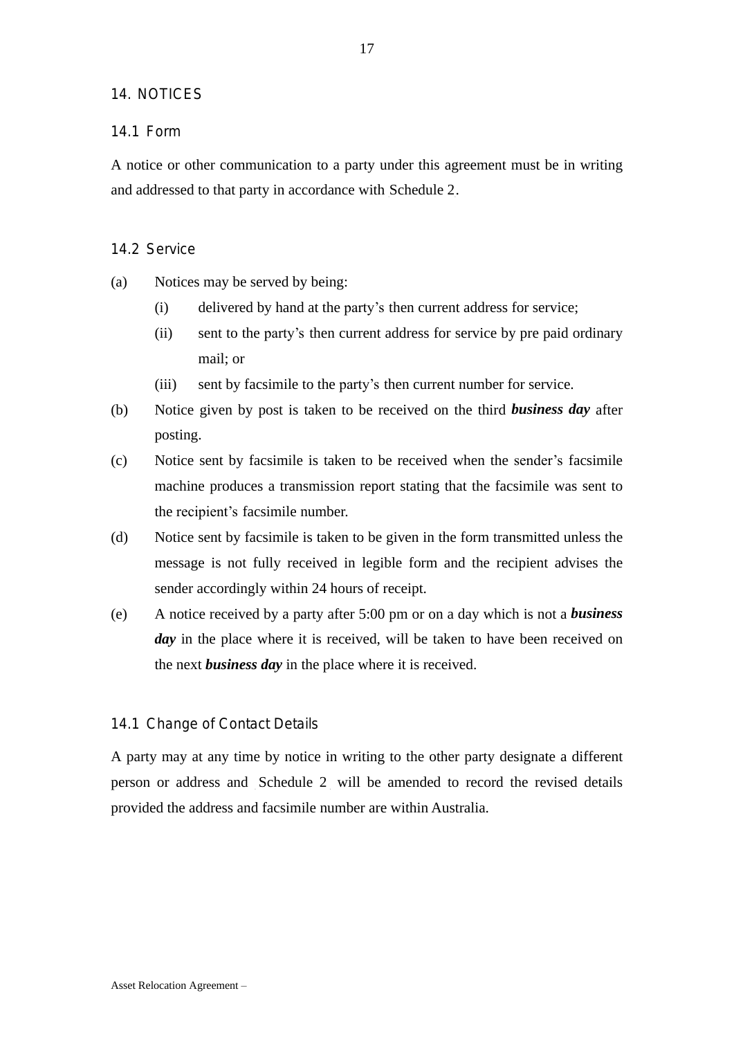## 14. NOTICES

### 14.1 Form

A notice or other communication to a party under this agreement must be in writing and addressed to that party in accordance with Schedule 2.

### 14.2 Service

(a) Notices may be served by being:

  (i) delivered by hand at the party's then current address for service;

  (ii) sent to the party's then current address for service by pre paid ordinary mail; or

  (iii) sent by facsimile to the party's then current number for service.

(b) Notice given by post is taken to be received on the third ***business day*** after posting.

(c) Notice sent by facsimile is taken to be received when the sender's facsimile machine produces a transmission report stating that the facsimile was sent to the recipient's facsimile number.

(d) Notice sent by facsimile is taken to be given in the form transmitted unless the message is not fully received in legible form and the recipient advises the sender accordingly within 24 hours of receipt.

(e) A notice received by a party after 5:00 pm or on a day which is not a ***business day*** in the place where it is received, will be taken to have been received on the next ***business day*** in the place where it is received.

### 14.1 Change of Contact Details

A party may at any time by notice in writing to the other party designate a different person or address and Schedule 2 will be amended to record the revised details provided the address and facsimile number are within Australia.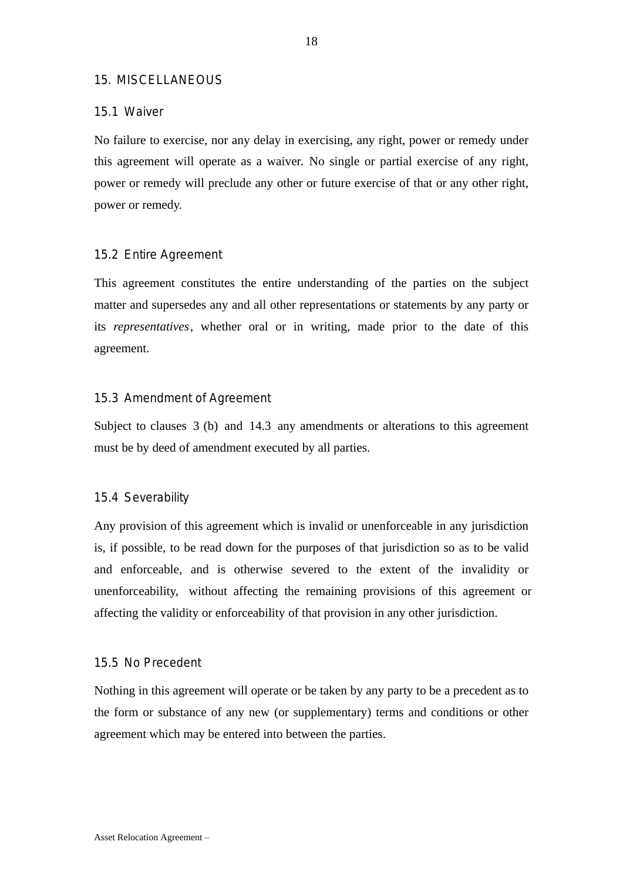## 15. MISCELLANEOUS

### 15.1 Waiver

No failure to exercise, nor any delay in exercising, any right, power or remedy under this agreement will operate as a waiver. No single or partial exercise of any right, power or remedy will preclude any other or future exercise of that or any other right, power or remedy.

### 15.2 Entire Agreement

This agreement constitutes the entire understanding of the parties on the subject matter and supersedes any and all other representations or statements by any party or its *representatives*, whether oral or in writing, made prior to the date of this agreement.

### 15.3 Amendment of Agreement

Subject to clauses 3(b) and 14.3 any amendments or alterations to this agreement must be by deed of amendment executed by all parties.

### 15.4 Severability

Any provision of this agreement which is invalid or unenforceable in any jurisdiction is, if possible, to be read down for the purposes of that jurisdiction so as to be valid and enforceable, and is otherwise severed to the extent of the invalidity or unenforceability, without affecting the remaining provisions of this agreement or affecting the validity or enforceability of that provision in any other jurisdiction.

### 15.5 No Precedent

Nothing in this agreement will operate or be taken by any party to be a precedent as to the form or substance of any new (or supplementary) terms and conditions or other agreement which may be entered into between the parties.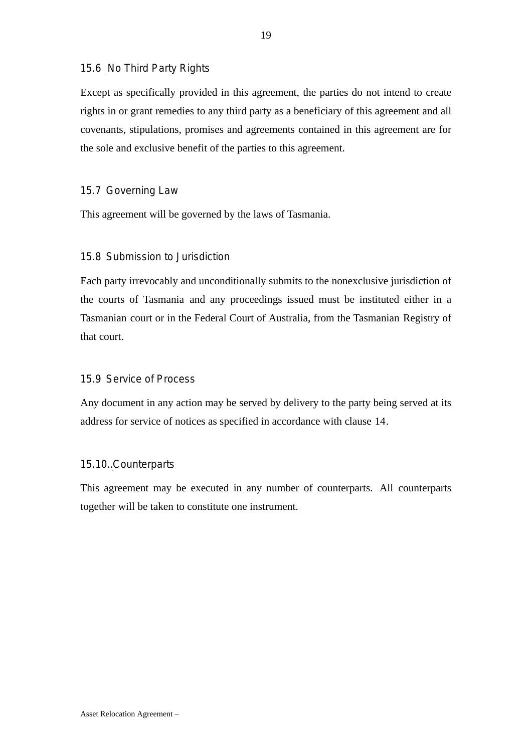### 15.6 No Third Party Rights

Except as specifically provided in this agreement, the parties do not intend to create rights in or grant remedies to any third party as a beneficiary of this agreement and all covenants, stipulations, promises and agreements contained in this agreement are for the sole and exclusive benefit of the parties to this agreement.

### 15.7 Governing Law

This agreement will be governed by the laws of Tasmania.

### 15.8 Submission to Jurisdiction

Each party irrevocably and unconditionally submits to the nonexclusive jurisdiction of the courts of Tasmania and any proceedings issued must be instituted either in a Tasmanian court or in the Federal Court of Australia, from the Tasmanian Registry of that court.

### 15.9 Service of Process

Any document in any action may be served by delivery to the party being served at its address for service of notices as specified in accordance with clause 14.

### 15.10 Counterparts

This agreement may be executed in any number of counterparts. All counterparts together will be taken to constitute one instrument.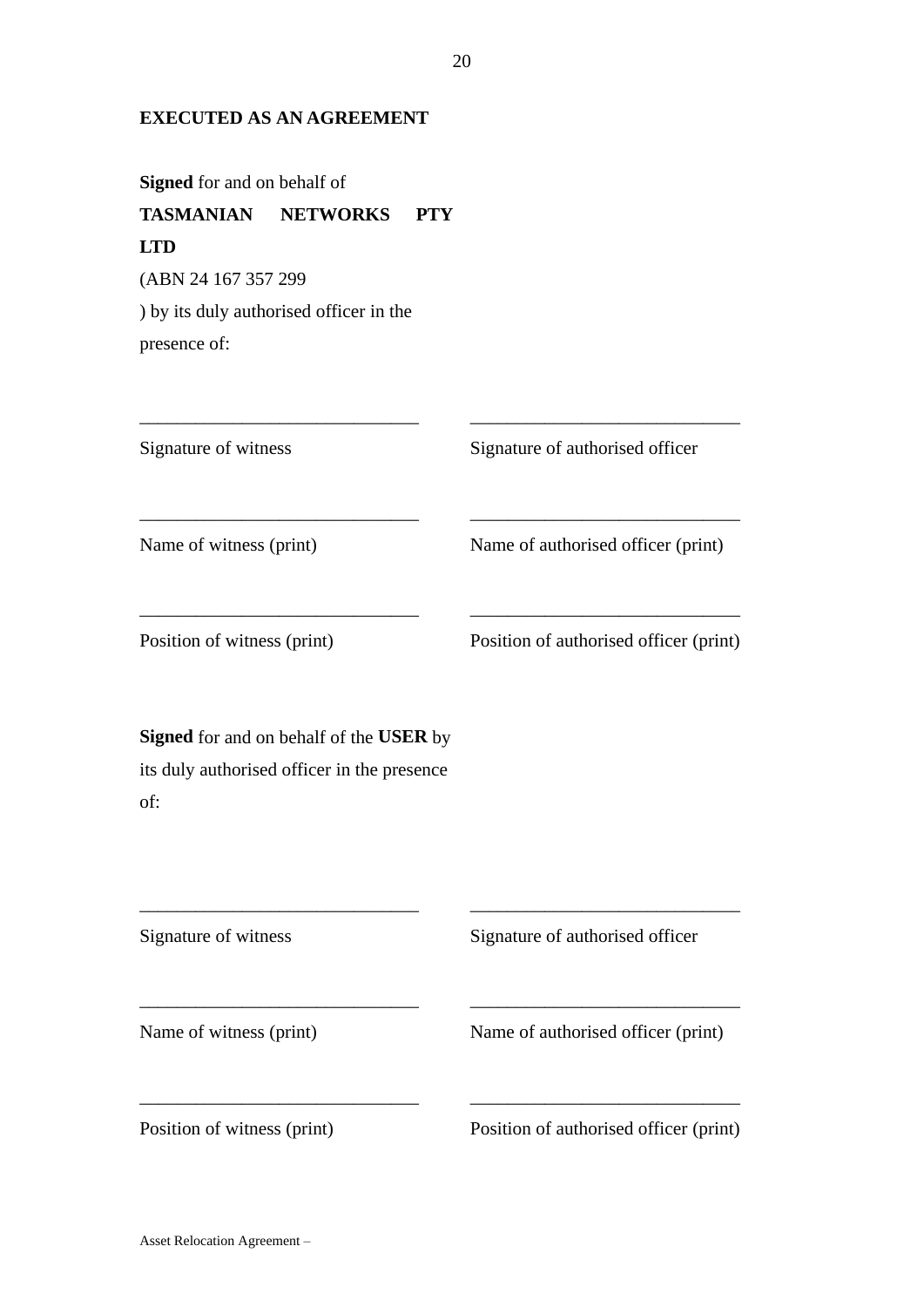**EXECUTED AS AN AGREEMENT**

**Signed** for and on behalf of **TASMANIAN NETWORKS PTY LTD** (ABN 24 167 357 299 ) by its duly authorised officer in the presence of:

| | |
|---|---|
| ______________________________ | ______________________________ |
| Signature of witness | Signature of authorised officer |
| ______________________________ | ______________________________ |
| Name of witness (print) | Name of authorised officer (print) |
| ______________________________ | ______________________________ |
| Position of witness (print) | Position of authorised officer (print) |

**Signed** for and on behalf of the **USER** by its duly authorised officer in the presence of:

| | |
|---|---|
| ______________________________ | ______________________________ |
| Signature of witness | Signature of authorised officer |
| ______________________________ | ______________________________ |
| Name of witness (print) | Name of authorised officer (print) |
| ______________________________ | ______________________________ |
| Position of witness (print) | Position of authorised officer (print) |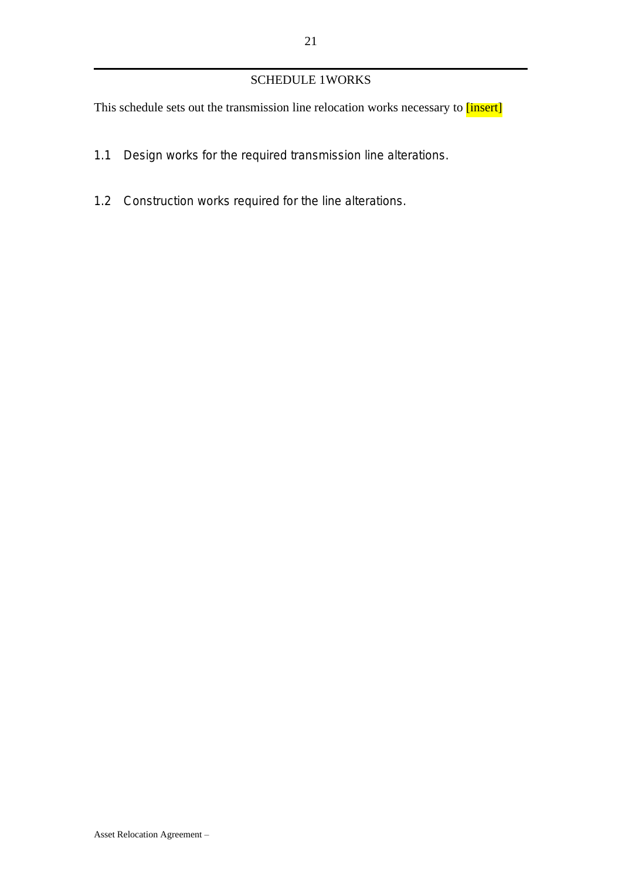## SCHEDULE 1WORKS

This schedule sets out the transmission line relocation works necessary to [insert]

1.1 Design works for the required transmission line alterations.

1.2 Construction works required for the line alterations.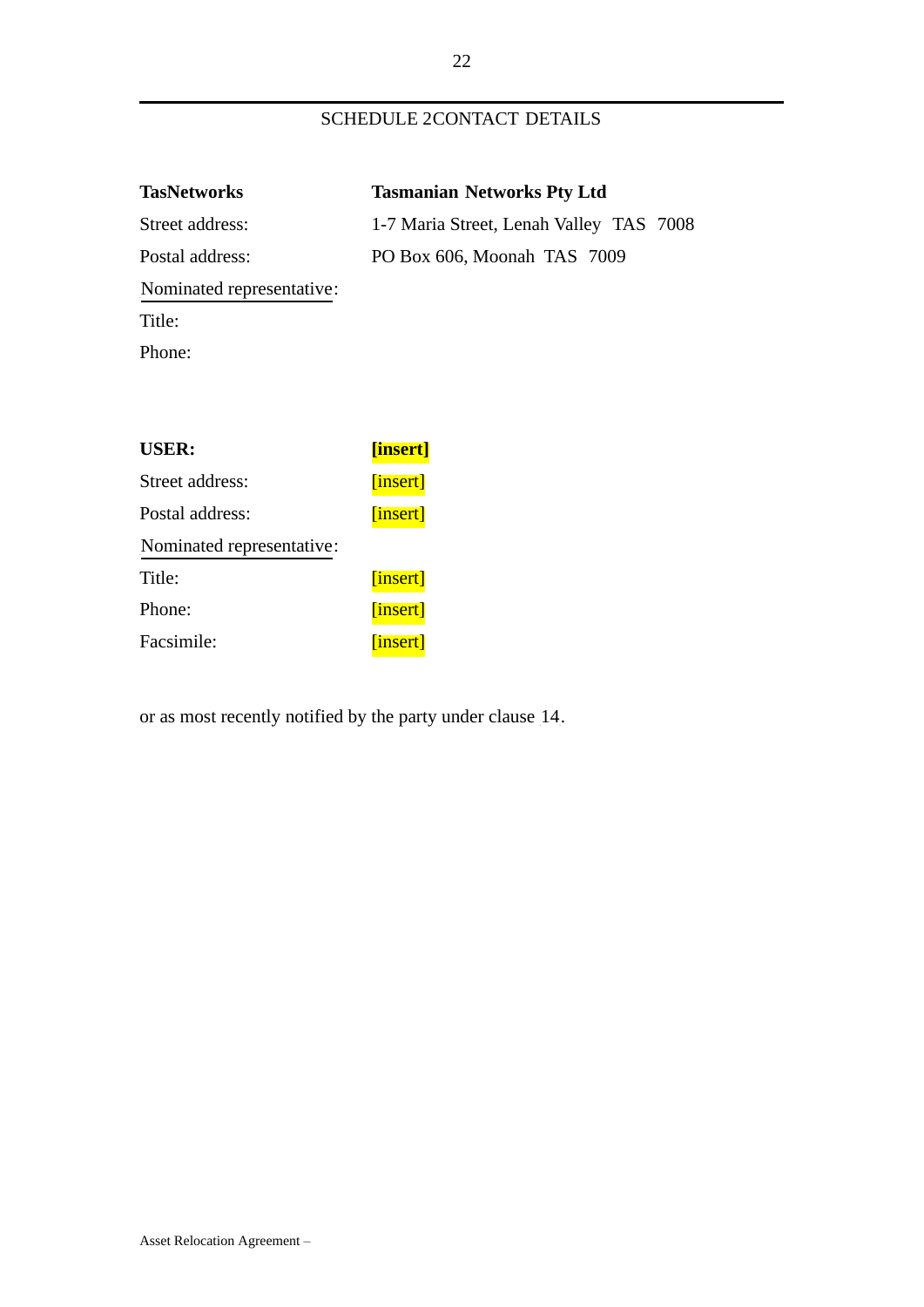## SCHEDULE 2CONTACT DETAILS

| | |
|---|---|
| **TasNetworks** | **Tasmanian Networks Pty Ltd** |
| Street address: | 1-7 Maria Street, Lenah Valley TAS 7008 |
| Postal address: | PO Box 606, Moonah TAS 7009 |
| Nominated representative: | |
| Title: | |
| Phone: | |

| | |
|---|---|
| **USER:** | **[insert]** |
| Street address: | [insert] |
| Postal address: | [insert] |
| Nominated representative: | |
| Title: | [insert] |
| Phone: | [insert] |
| Facsimile: | [insert] |

or as most recently notified by the party under clause 14.